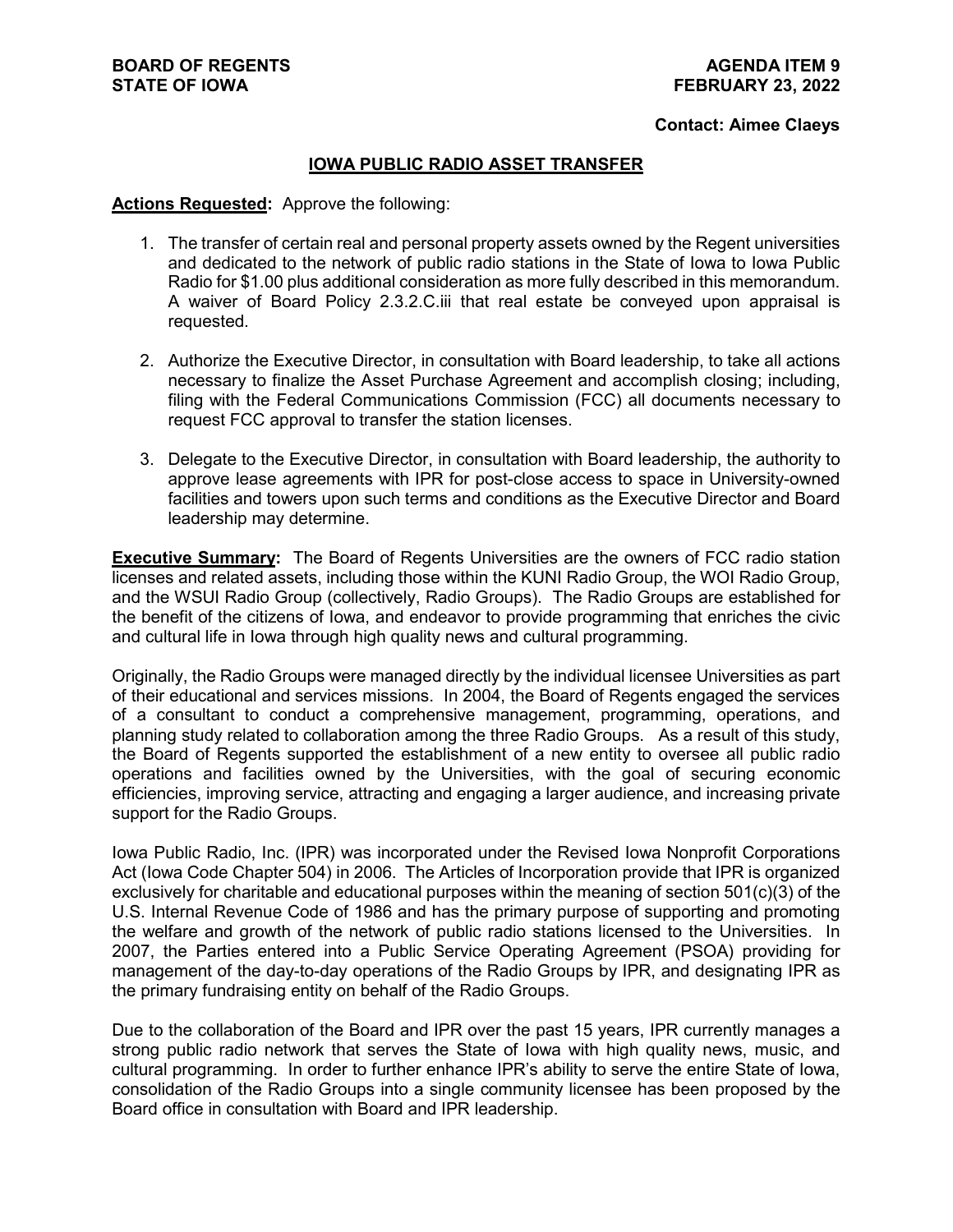**BOARD OF REGENTS**
**STATE OF IOWA**

**AGENDA ITEM 9**
**FEBRUARY 23, 2022**

**Contact: Aimee Claeys**

## IOWA PUBLIC RADIO ASSET TRANSFER

**Actions Requested:** Approve the following:

1. The transfer of certain real and personal property assets owned by the Regent universities and dedicated to the network of public radio stations in the State of Iowa to Iowa Public Radio for $1.00 plus additional consideration as more fully described in this memorandum. A waiver of Board Policy 2.3.2.C.iii that real estate be conveyed upon appraisal is requested.

2. Authorize the Executive Director, in consultation with Board leadership, to take all actions necessary to finalize the Asset Purchase Agreement and accomplish closing; including, filing with the Federal Communications Commission (FCC) all documents necessary to request FCC approval to transfer the station licenses.

3. Delegate to the Executive Director, in consultation with Board leadership, the authority to approve lease agreements with IPR for post-close access to space in University-owned facilities and towers upon such terms and conditions as the Executive Director and Board leadership may determine.

**Executive Summary:** The Board of Regents Universities are the owners of FCC radio station licenses and related assets, including those within the KUNI Radio Group, the WOI Radio Group, and the WSUI Radio Group (collectively, Radio Groups). The Radio Groups are established for the benefit of the citizens of Iowa, and endeavor to provide programming that enriches the civic and cultural life in Iowa through high quality news and cultural programming.

Originally, the Radio Groups were managed directly by the individual licensee Universities as part of their educational and services missions. In 2004, the Board of Regents engaged the services of a consultant to conduct a comprehensive management, programming, operations, and planning study related to collaboration among the three Radio Groups. As a result of this study, the Board of Regents supported the establishment of a new entity to oversee all public radio operations and facilities owned by the Universities, with the goal of securing economic efficiencies, improving service, attracting and engaging a larger audience, and increasing private support for the Radio Groups.

Iowa Public Radio, Inc. (IPR) was incorporated under the Revised Iowa Nonprofit Corporations Act (Iowa Code Chapter 504) in 2006. The Articles of Incorporation provide that IPR is organized exclusively for charitable and educational purposes within the meaning of section 501(c)(3) of the U.S. Internal Revenue Code of 1986 and has the primary purpose of supporting and promoting the welfare and growth of the network of public radio stations licensed to the Universities. In 2007, the Parties entered into a Public Service Operating Agreement (PSOA) providing for management of the day-to-day operations of the Radio Groups by IPR, and designating IPR as the primary fundraising entity on behalf of the Radio Groups.

Due to the collaboration of the Board and IPR over the past 15 years, IPR currently manages a strong public radio network that serves the State of Iowa with high quality news, music, and cultural programming. In order to further enhance IPR's ability to serve the entire State of Iowa, consolidation of the Radio Groups into a single community licensee has been proposed by the Board office in consultation with Board and IPR leadership.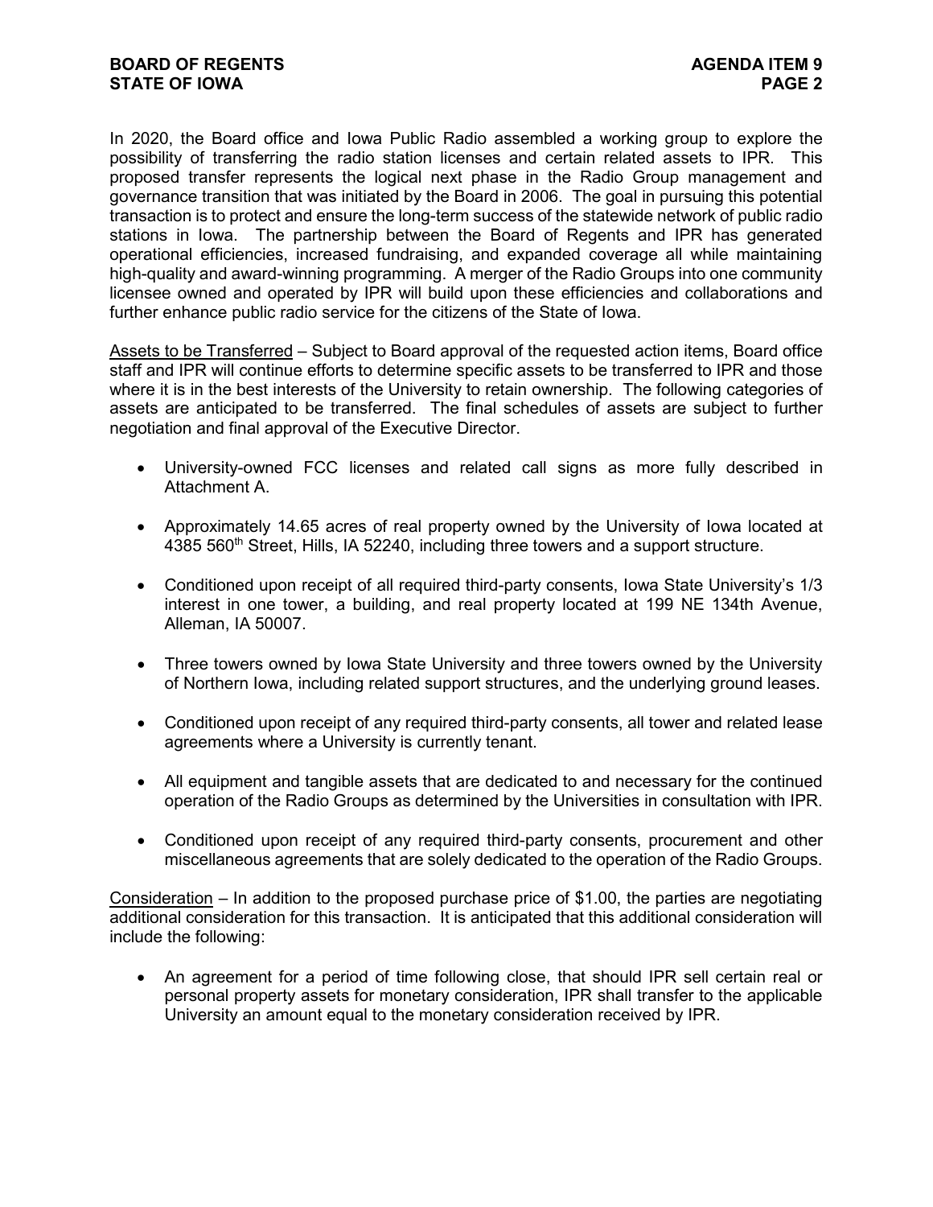In 2020, the Board office and Iowa Public Radio assembled a working group to explore the possibility of transferring the radio station licenses and certain related assets to IPR. This proposed transfer represents the logical next phase in the Radio Group management and governance transition that was initiated by the Board in 2006. The goal in pursuing this potential transaction is to protect and ensure the long-term success of the statewide network of public radio stations in Iowa. The partnership between the Board of Regents and IPR has generated operational efficiencies, increased fundraising, and expanded coverage all while maintaining high-quality and award-winning programming. A merger of the Radio Groups into one community licensee owned and operated by IPR will build upon these efficiencies and collaborations and further enhance public radio service for the citizens of the State of Iowa.

Assets to be Transferred – Subject to Board approval of the requested action items, Board office staff and IPR will continue efforts to determine specific assets to be transferred to IPR and those where it is in the best interests of the University to retain ownership. The following categories of assets are anticipated to be transferred. The final schedules of assets are subject to further negotiation and final approval of the Executive Director.

- University-owned FCC licenses and related call signs as more fully described in Attachment A.
- Approximately 14.65 acres of real property owned by the University of Iowa located at 4385 560th Street, Hills, IA 52240, including three towers and a support structure.
- Conditioned upon receipt of all required third-party consents, Iowa State University's 1/3 interest in one tower, a building, and real property located at 199 NE 134th Avenue, Alleman, IA 50007.
- Three towers owned by Iowa State University and three towers owned by the University of Northern Iowa, including related support structures, and the underlying ground leases.
- Conditioned upon receipt of any required third-party consents, all tower and related lease agreements where a University is currently tenant.
- All equipment and tangible assets that are dedicated to and necessary for the continued operation of the Radio Groups as determined by the Universities in consultation with IPR.
- Conditioned upon receipt of any required third-party consents, procurement and other miscellaneous agreements that are solely dedicated to the operation of the Radio Groups.

Consideration – In addition to the proposed purchase price of $1.00, the parties are negotiating additional consideration for this transaction. It is anticipated that this additional consideration will include the following:

- An agreement for a period of time following close, that should IPR sell certain real or personal property assets for monetary consideration, IPR shall transfer to the applicable University an amount equal to the monetary consideration received by IPR.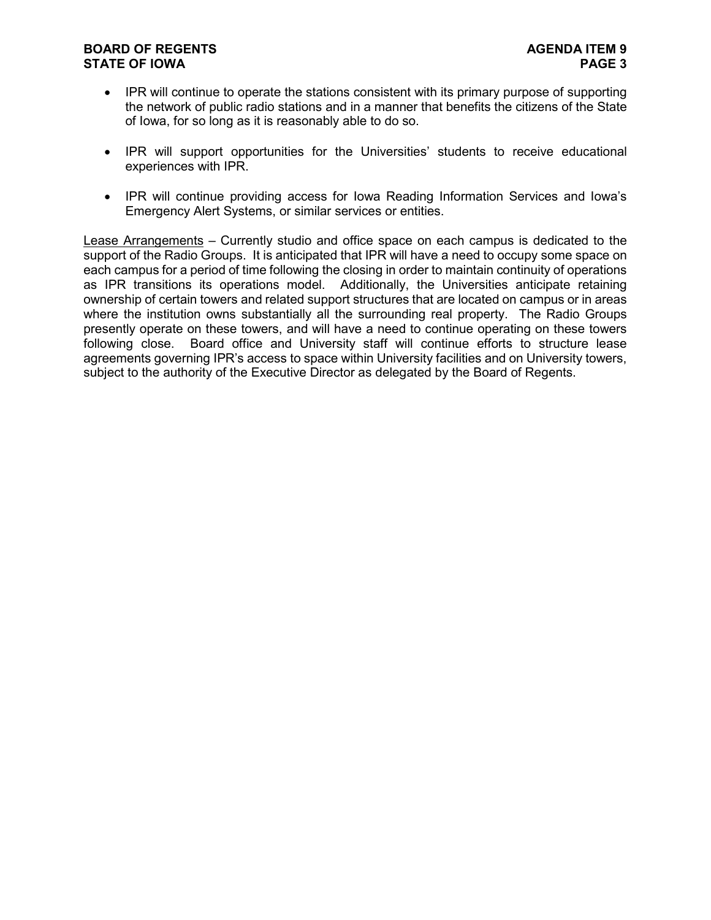- IPR will continue to operate the stations consistent with its primary purpose of supporting the network of public radio stations and in a manner that benefits the citizens of the State of Iowa, for so long as it is reasonably able to do so.

- IPR will support opportunities for the Universities' students to receive educational experiences with IPR.

- IPR will continue providing access for Iowa Reading Information Services and Iowa's Emergency Alert Systems, or similar services or entities.

<u>Lease Arrangements</u> – Currently studio and office space on each campus is dedicated to the support of the Radio Groups. It is anticipated that IPR will have a need to occupy some space on each campus for a period of time following the closing in order to maintain continuity of operations as IPR transitions its operations model. Additionally, the Universities anticipate retaining ownership of certain towers and related support structures that are located on campus or in areas where the institution owns substantially all the surrounding real property. The Radio Groups presently operate on these towers, and will have a need to continue operating on these towers following close. Board office and University staff will continue efforts to structure lease agreements governing IPR's access to space within University facilities and on University towers, subject to the authority of the Executive Director as delegated by the Board of Regents.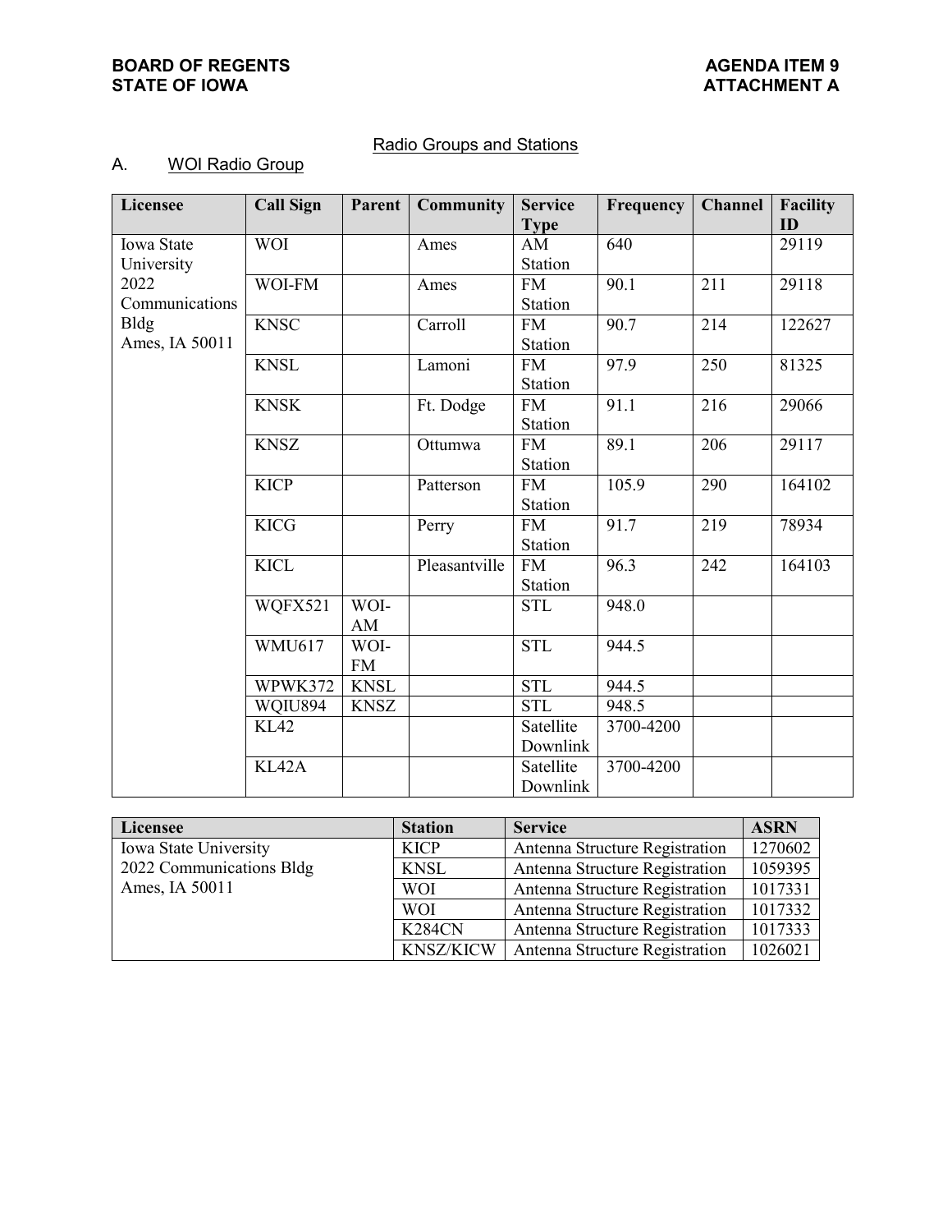**BOARD OF REGENTS**
**STATE OF IOWA**

**AGENDA ITEM 9**
**ATTACHMENT A**

## Radio Groups and Stations

### A. WOI Radio Group

| Licensee | Call Sign | Parent | Community | Service Type | Frequency | Channel | Facility ID |
|---|---|---|---|---|---|---|---|
| Iowa State University 2022 Communications Bldg Ames, IA 50011 | WOI | | Ames | AM Station | 640 | | 29119 |
| | WOI-FM | | Ames | FM Station | 90.1 | 211 | 29118 |
| | KNSC | | Carroll | FM Station | 90.7 | 214 | 122627 |
| | KNSL | | Lamoni | FM Station | 97.9 | 250 | 81325 |
| | KNSK | | Ft. Dodge | FM Station | 91.1 | 216 | 29066 |
| | KNSZ | | Ottumwa | FM Station | 89.1 | 206 | 29117 |
| | KICP | | Patterson | FM Station | 105.9 | 290 | 164102 |
| | KICG | | Perry | FM Station | 91.7 | 219 | 78934 |
| | KICL | | Pleasantville | FM Station | 96.3 | 242 | 164103 |
| | WQFX521 | WOI-AM | | STL | 948.0 | | |
| | WMU617 | WOI-FM | | STL | 944.5 | | |
| | WPWK372 | KNSL | | STL | 944.5 | | |
| | WQIU894 | KNSZ | | STL | 948.5 | | |
| | KL42 | | | Satellite Downlink | 3700-4200 | | |
| | KL42A | | | Satellite Downlink | 3700-4200 | | |

| Licensee | Station | Service | ASRN |
|---|---|---|---|
| Iowa State University 2022 Communications Bldg Ames, IA 50011 | KICP | Antenna Structure Registration | 1270602 |
| | KNSL | Antenna Structure Registration | 1059395 |
| | WOI | Antenna Structure Registration | 1017331 |
| | WOI | Antenna Structure Registration | 1017332 |
| | K284CN | Antenna Structure Registration | 1017333 |
| | KNSZ/KICW | Antenna Structure Registration | 1026021 |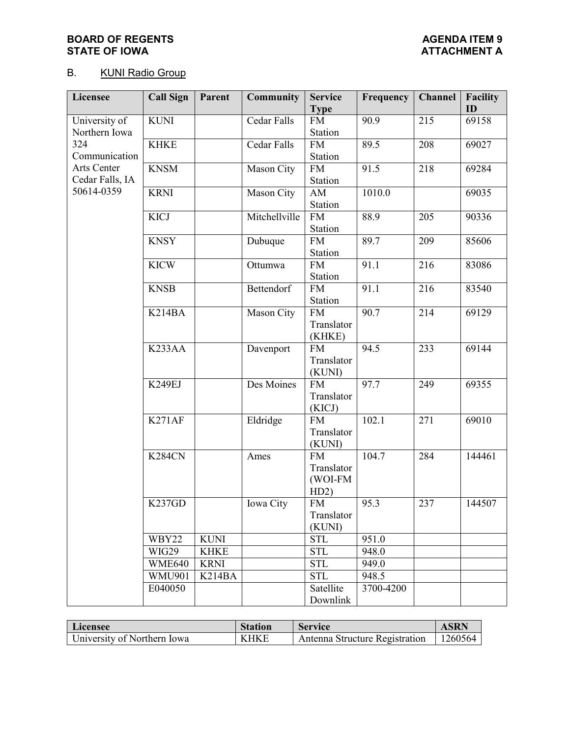**BOARD OF REGENTS** **AGENDA ITEM 9**
**STATE OF IOWA** **ATTACHMENT A**

B. KUNI Radio Group

| Licensee | Call Sign | Parent | Community | Service Type | Frequency | Channel | Facility ID |
|---|---|---|---|---|---|---|---|
| University of Northern Iowa 324 Communication Arts Center Cedar Falls, IA 50614-0359 | KUNI | | Cedar Falls | FM Station | 90.9 | 215 | 69158 |
| | KHKE | | Cedar Falls | FM Station | 89.5 | 208 | 69027 |
| | KNSM | | Mason City | FM Station | 91.5 | 218 | 69284 |
| | KRNI | | Mason City | AM Station | 1010.0 | | 69035 |
| | KICJ | | Mitchellville | FM Station | 88.9 | 205 | 90336 |
| | KNSY | | Dubuque | FM Station | 89.7 | 209 | 85606 |
| | KICW | | Ottumwa | FM Station | 91.1 | 216 | 83086 |
| | KNSB | | Bettendorf | FM Station | 91.1 | 216 | 83540 |
| | K214BA | | Mason City | FM Translator (KHKE) | 90.7 | 214 | 69129 |
| | K233AA | | Davenport | FM Translator (KUNI) | 94.5 | 233 | 69144 |
| | K249EJ | | Des Moines | FM Translator (KICJ) | 97.7 | 249 | 69355 |
| | K271AF | | Eldridge | FM Translator (KUNI) | 102.1 | 271 | 69010 |
| | K284CN | | Ames | FM Translator (WOI-FM HD2) | 104.7 | 284 | 144461 |
| | K237GD | | Iowa City | FM Translator (KUNI) | 95.3 | 237 | 144507 |
| | WBY22 | KUNI | | STL | 951.0 | | |
| | WIG29 | KHKE | | STL | 948.0 | | |
| | WME640 | KRNI | | STL | 949.0 | | |
| | WMU901 | K214BA | | STL | 948.5 | | |
| | E040050 | | | Satellite Downlink | 3700-4200 | | |

| Licensee | Station | Service | ASRN |
|---|---|---|---|
| University of Northern Iowa | KHKE | Antenna Structure Registration | 1260564 |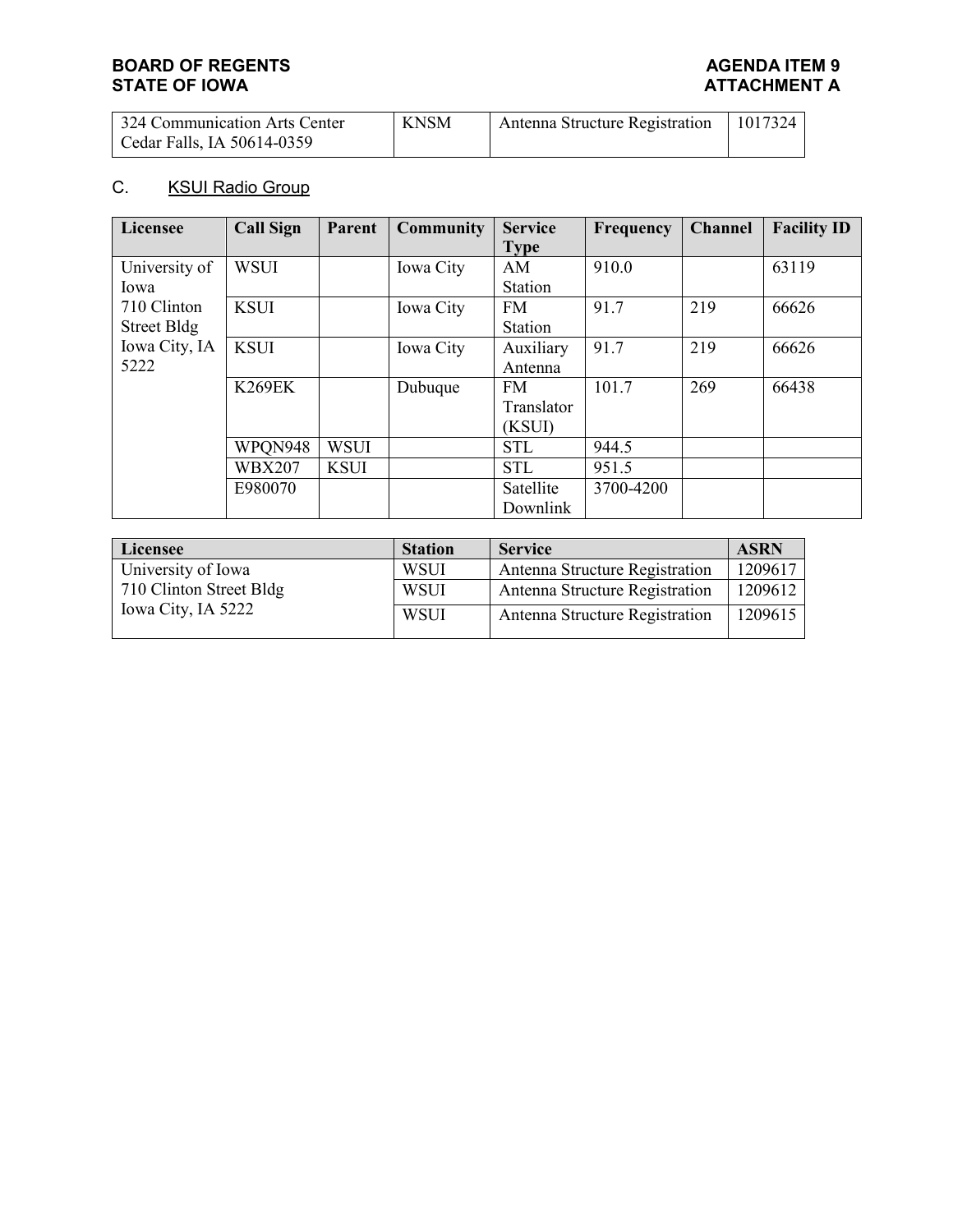| | | | |
|---|---|---|---|
| 324 Communication Arts Center Cedar Falls, IA 50614-0359 | KNSM | Antenna Structure Registration | 1017324 |

C. KSUI Radio Group

| Licensee | Call Sign | Parent | Community | Service Type | Frequency | Channel | Facility ID |
|---|---|---|---|---|---|---|---|
| University of Iowa 710 Clinton Street Bldg Iowa City, IA 5222 | WSUI | | Iowa City | AM Station | 910.0 | | 63119 |
| | KSUI | | Iowa City | FM Station | 91.7 | 219 | 66626 |
| | KSUI | | Iowa City | Auxiliary Antenna | 91.7 | 219 | 66626 |
| | K269EK | | Dubuque | FM Translator (KSUI) | 101.7 | 269 | 66438 |
| | WPQN948 | WSUI | | STL | 944.5 | | |
| | WBX207 | KSUI | | STL | 951.5 | | |
| | E980070 | | | Satellite Downlink | 3700-4200 | | |

| Licensee | Station | Service | ASRN |
|---|---|---|---|
| University of Iowa 710 Clinton Street Bldg Iowa City, IA 5222 | WSUI | Antenna Structure Registration | 1209617 |
| | WSUI | Antenna Structure Registration | 1209612 |
| | WSUI | Antenna Structure Registration | 1209615 |